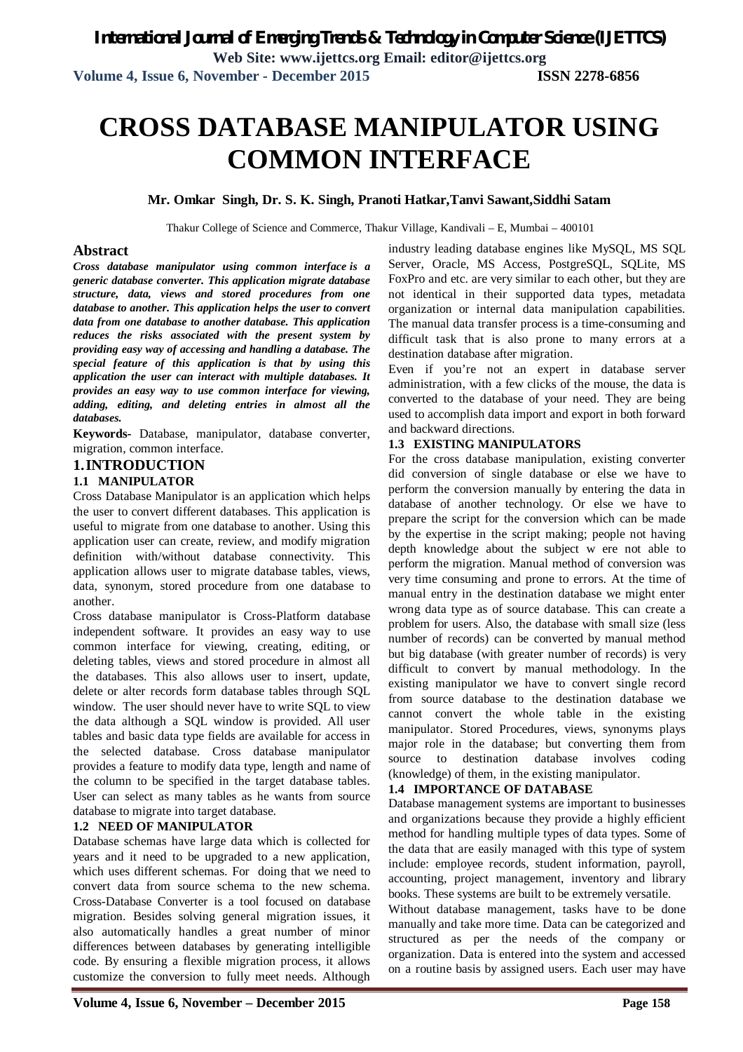# CROSS DATABASE MANIPULATOR USING COMMON INTERFACE

**Mr. Omkar Singh, Dr. S. K. Singh, Pranoti Hatkar,Tanvi Sawant,Siddhi Satam**

Thakur College of Science and Commerce, Thakur Village, Kandivali – E, Mumbai – 400101

## Abstract

***Cross database manipulator using common interface is a generic database converter. This application migrate database structure, data, views and stored procedures from one database to another. This application helps the user to convert data from one database to another database. This application reduces the risks associated with the present system by providing easy way of accessing and handling a database. The special feature of this application is that by using this application the user can interact with multiple databases. It provides an easy way to use common interface for viewing, adding, editing, and deleting entries in almost all the databases.***

**Keywords-** Database, manipulator, database converter, migration, common interface.

## 1. INTRODUCTION

### 1.1 MANIPULATOR

Cross Database Manipulator is an application which helps the user to convert different databases. This application is useful to migrate from one database to another. Using this application user can create, review, and modify migration definition with/without database connectivity. This application allows user to migrate database tables, views, data, synonym, stored procedure from one database to another.

Cross database manipulator is Cross-Platform database independent software. It provides an easy way to use common interface for viewing, creating, editing, or deleting tables, views and stored procedure in almost all the databases. This also allows user to insert, update, delete or alter records form database tables through SQL window. The user should never have to write SQL to view the data although a SQL window is provided. All user tables and basic data type fields are available for access in the selected database. Cross database manipulator provides a feature to modify data type, length and name of the column to be specified in the target database tables. User can select as many tables as he wants from source database to migrate into target database.

### 1.2 NEED OF MANIPULATOR

Database schemas have large data which is collected for years and it need to be upgraded to a new application, which uses different schemas. For doing that we need to convert data from source schema to the new schema. Cross-Database Converter is a tool focused on database migration. Besides solving general migration issues, it also automatically handles a great number of minor differences between databases by generating intelligible code. By ensuring a flexible migration process, it allows customize the conversion to fully meet needs. Although industry leading database engines like MySQL, MS SQL Server, Oracle, MS Access, PostgreSQL, SQLite, MS FoxPro and etc. are very similar to each other, but they are not identical in their supported data types, metadata organization or internal data manipulation capabilities. The manual data transfer process is a time-consuming and difficult task that is also prone to many errors at a destination database after migration.

Even if you're not an expert in database server administration, with a few clicks of the mouse, the data is converted to the database of your need. They are being used to accomplish data import and export in both forward and backward directions.

### 1.3 EXISTING MANIPULATORS

For the cross database manipulation, existing converter did conversion of single database or else we have to perform the conversion manually by entering the data in database of another technology. Or else we have to prepare the script for the conversion which can be made by the expertise in the script making; people not having depth knowledge about the subject w ere not able to perform the migration. Manual method of conversion was very time consuming and prone to errors. At the time of manual entry in the destination database we might enter wrong data type as of source database. This can create a problem for users. Also, the database with small size (less number of records) can be converted by manual method but big database (with greater number of records) is very difficult to convert by manual methodology. In the existing manipulator we have to convert single record from source database to the destination database we cannot convert the whole table in the existing manipulator. Stored Procedures, views, synonyms plays major role in the database; but converting them from source to destination database involves coding (knowledge) of them, in the existing manipulator.

### 1.4 IMPORTANCE OF DATABASE

Database management systems are important to businesses and organizations because they provide a highly efficient method for handling multiple types of data types. Some of the data that are easily managed with this type of system include: employee records, student information, payroll, accounting, project management, inventory and library books. These systems are built to be extremely versatile.

Without database management, tasks have to be done manually and take more time. Data can be categorized and structured as per the needs of the company or organization. Data is entered into the system and accessed on a routine basis by assigned users. Each user may have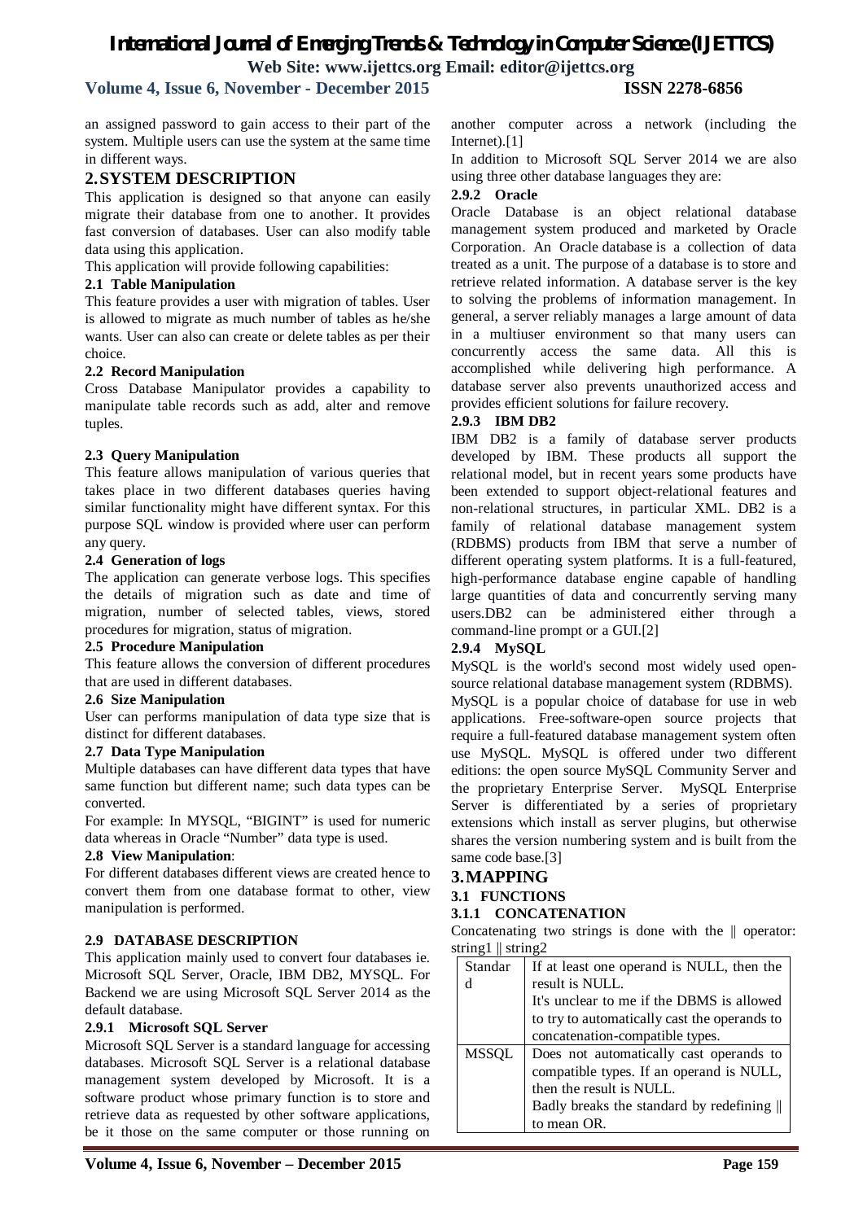an assigned password to gain access to their part of the system. Multiple users can use the system at the same time in different ways.

## 2. SYSTEM DESCRIPTION

This application is designed so that anyone can easily migrate their database from one to another. It provides fast conversion of databases. User can also modify table data using this application.

This application will provide following capabilities:

### 2.1 Table Manipulation

This feature provides a user with migration of tables. User is allowed to migrate as much number of tables as he/she wants. User can also can create or delete tables as per their choice.

### 2.2 Record Manipulation

Cross Database Manipulator provides a capability to manipulate table records such as add, alter and remove tuples.

### 2.3 Query Manipulation

This feature allows manipulation of various queries that takes place in two different databases queries having similar functionality might have different syntax. For this purpose SQL window is provided where user can perform any query.

### 2.4 Generation of logs

The application can generate verbose logs. This specifies the details of migration such as date and time of migration, number of selected tables, views, stored procedures for migration, status of migration.

### 2.5 Procedure Manipulation

This feature allows the conversion of different procedures that are used in different databases.

### 2.6 Size Manipulation

User can performs manipulation of data type size that is distinct for different databases.

### 2.7 Data Type Manipulation

Multiple databases can have different data types that have same function but different name; such data types can be converted.

For example: In MYSQL, "BIGINT" is used for numeric data whereas in Oracle "Number" data type is used.

### 2.8 View Manipulation:

For different databases different views are created hence to convert them from one database format to other, view manipulation is performed.

### 2.9 DATABASE DESCRIPTION

This application mainly used to convert four databases ie. Microsoft SQL Server, Oracle, IBM DB2, MYSQL. For Backend we are using Microsoft SQL Server 2014 as the default database.

#### 2.9.1 Microsoft SQL Server

Microsoft SQL Server is a standard language for accessing databases. Microsoft SQL Server is a relational database management system developed by Microsoft. It is a software product whose primary function is to store and retrieve data as requested by other software applications, be it those on the same computer or those running on another computer across a network (including the Internet).[1]

In addition to Microsoft SQL Server 2014 we are also using three other database languages they are:

#### 2.9.2 Oracle

Oracle Database is an object relational database management system produced and marketed by Oracle Corporation. An Oracle database is a collection of data treated as a unit. The purpose of a database is to store and retrieve related information. A database server is the key to solving the problems of information management. In general, a server reliably manages a large amount of data in a multiuser environment so that many users can concurrently access the same data. All this is accomplished while delivering high performance. A database server also prevents unauthorized access and provides efficient solutions for failure recovery.

#### 2.9.3 IBM DB2

IBM DB2 is a family of database server products developed by IBM. These products all support the relational model, but in recent years some products have been extended to support object-relational features and non-relational structures, in particular XML. DB2 is a family of relational database management system (RDBMS) products from IBM that serve a number of different operating system platforms. It is a full-featured, high-performance database engine capable of handling large quantities of data and concurrently serving many users.DB2 can be administered either through a command-line prompt or a GUI.[2]

#### 2.9.4 MySQL

MySQL is the world's second most widely used open-source relational database management system (RDBMS). MySQL is a popular choice of database for use in web applications. Free-software-open source projects that require a full-featured database management system often use MySQL. MySQL is offered under two different editions: the open source MySQL Community Server and the proprietary Enterprise Server. MySQL Enterprise Server is differentiated by a series of proprietary extensions which install as server plugins, but otherwise shares the version numbering system and is built from the same code base.[3]

## 3. MAPPING

### 3.1 FUNCTIONS

#### 3.1.1 CONCATENATION

Concatenating two strings is done with the || operator: string1 || string2

| | |
|---|---|
| Standard | If at least one operand is NULL, then the result is NULL. It's unclear to me if the DBMS is allowed to try to automatically cast the operands to concatenation-compatible types. |
| MSSQL | Does not automatically cast operands to compatible types. If an operand is NULL, then the result is NULL. Badly breaks the standard by redefining \|\| to mean OR. |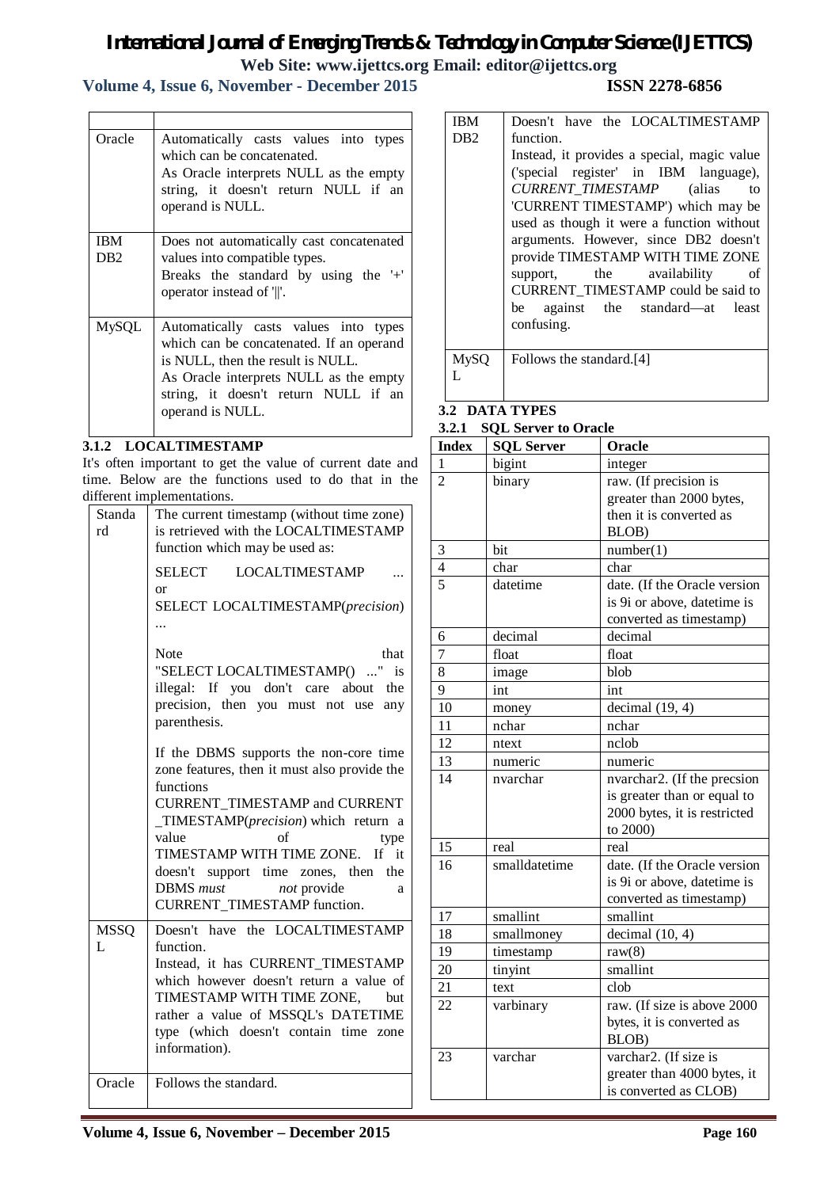| | |
|---|---|
| Oracle | Automatically casts values into types which can be concatenated. As Oracle interprets NULL as the empty string, it doesn't return NULL if an operand is NULL. |
| IBM DB2 | Does not automatically cast concatenated values into compatible types. Breaks the standard by using the '+' operator instead of '\|\|'. |
| MySQL | Automatically casts values into types which can be concatenated. If an operand is NULL, then the result is NULL. As Oracle interprets NULL as the empty string, it doesn't return NULL if an operand is NULL. |

### 3.1.2 LOCALTIMESTAMP

It's often important to get the value of current date and time. Below are the functions used to do that in the different implementations.

| | |
|---|---|
| Standard | The current timestamp (without time zone) is retrieved with the LOCALTIMESTAMP function which may be used as: SELECT LOCALTIMESTAMP ... or SELECT LOCALTIMESTAMP(*precision*) ... Note that "SELECT LOCALTIMESTAMP() ..." is illegal: If you don't care about the precision, then you must not use any parenthesis. If the DBMS supports the non-core time zone features, then it must also provide the functions CURRENT_TIMESTAMP and CURRENT_TIMESTAMP(*precision*) which return a value of type TIMESTAMP WITH TIME ZONE. If it doesn't support time zones, then the DBMS *must not* provide a CURRENT_TIMESTAMP function. |
| MSSQL | Doesn't have the LOCALTIMESTAMP function. Instead, it has CURRENT_TIMESTAMP which however doesn't return a value of TIMESTAMP WITH TIME ZONE, but rather a value of MSSQL's DATETIME type (which doesn't contain time zone information). |
| Oracle | Follows the standard. |
| IBM DB2 | Doesn't have the LOCALTIMESTAMP function. Instead, it provides a special, magic value ('special register' in IBM language), *CURRENT_TIMESTAMP* (alias to 'CURRENT TIMESTAMP') which may be used as though it were a function without arguments. However, since DB2 doesn't provide TIMESTAMP WITH TIME ZONE support, the availability of CURRENT_TIMESTAMP could be said to be against the standard—at least confusing. |
| MySQL | Follows the standard.[4] |

## 3.2 DATA TYPES

### 3.2.1 SQL Server to Oracle

| Index | SQL Server | Oracle |
|---|---|---|
| 1 | bigint | integer |
| 2 | binary | raw. (If precision is greater than 2000 bytes, then it is converted as BLOB) |
| 3 | bit | number(1) |
| 4 | char | char |
| 5 | datetime | date. (If the Oracle version is 9i or above, datetime is converted as timestamp) |
| 6 | decimal | decimal |
| 7 | float | float |
| 8 | image | blob |
| 9 | int | int |
| 10 | money | decimal (19, 4) |
| 11 | nchar | nchar |
| 12 | ntext | nclob |
| 13 | numeric | numeric |
| 14 | nvarchar | nvarchar2. (If the precsion is greater than or equal to 2000 bytes, it is restricted to 2000) |
| 15 | real | real |
| 16 | smalldatetime | date. (If the Oracle version is 9i or above, datetime is converted as timestamp) |
| 17 | smallint | smallint |
| 18 | smallmoney | decimal (10, 4) |
| 19 | timestamp | raw(8) |
| 20 | tinyint | smallint |
| 21 | text | clob |
| 22 | varbinary | raw. (If size is above 2000 bytes, it is converted as BLOB) |
| 23 | varchar | varchar2. (If size is greater than 4000 bytes, it is converted as CLOB) |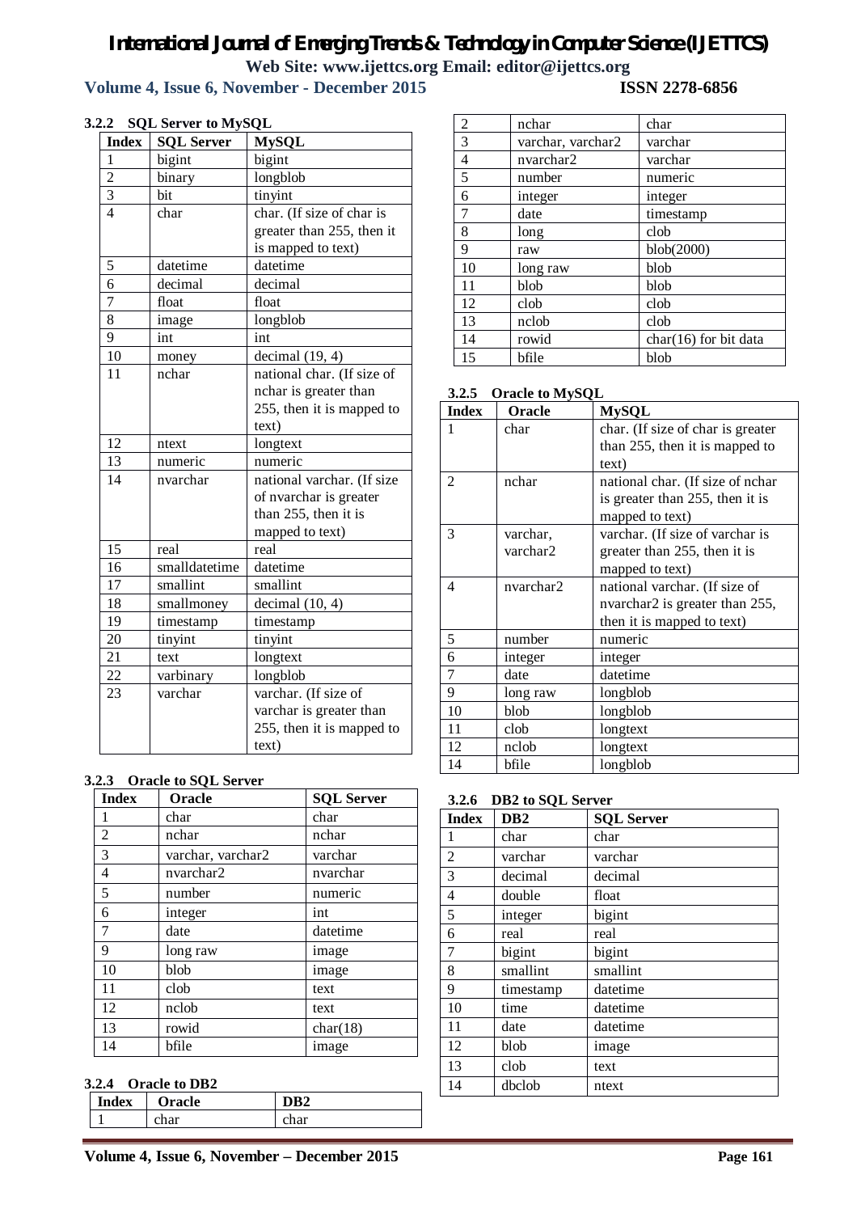### 3.2.2 SQL Server to MySQL

| Index | SQL Server | MySQL |
|---|---|---|
| 1 | bigint | bigint |
| 2 | binary | longblob |
| 3 | bit | tinyint |
| 4 | char | char. (If size of char is greater than 255, then it is mapped to text) |
| 5 | datetime | datetime |
| 6 | decimal | decimal |
| 7 | float | float |
| 8 | image | longblob |
| 9 | int | int |
| 10 | money | decimal (19, 4) |
| 11 | nchar | national char. (If size of nchar is greater than 255, then it is mapped to text) |
| 12 | ntext | longtext |
| 13 | numeric | numeric |
| 14 | nvarchar | national varchar. (If size of nvarchar is greater than 255, then it is mapped to text) |
| 15 | real | real |
| 16 | smalldatetime | datetime |
| 17 | smallint | smallint |
| 18 | smallmoney | decimal (10, 4) |
| 19 | timestamp | timestamp |
| 20 | tinyint | tinyint |
| 21 | text | longtext |
| 22 | varbinary | longblob |
| 23 | varchar | varchar. (If size of varchar is greater than 255, then it is mapped to text) |

### 3.2.3 Oracle to SQL Server

| Index | Oracle | SQL Server |
|---|---|---|
| 1 | char | char |
| 2 | nchar | nchar |
| 3 | varchar, varchar2 | varchar |
| 4 | nvarchar2 | nvarchar |
| 5 | number | numeric |
| 6 | integer | int |
| 7 | date | datetime |
| 9 | long raw | image |
| 10 | blob | image |
| 11 | clob | text |
| 12 | nclob | text |
| 13 | rowid | char(18) |
| 14 | bfile | image |

### 3.2.4 Oracle to DB2

| Index | Oracle | DB2 |
|---|---|---|
| 1 | char | char |
| 2 | nchar | char |
| 3 | varchar, varchar2 | varchar |
| 4 | nvarchar2 | varchar |
| 5 | number | numeric |
| 6 | integer | integer |
| 7 | date | timestamp |
| 8 | long | clob |
| 9 | raw | blob(2000) |
| 10 | long raw | blob |
| 11 | blob | blob |
| 12 | clob | clob |
| 13 | nclob | clob |
| 14 | rowid | char(16) for bit data |
| 15 | bfile | blob |

### 3.2.5 Oracle to MySQL

| Index | Oracle | MySQL |
|---|---|---|
| 1 | char | char. (If size of char is greater than 255, then it is mapped to text) |
| 2 | nchar | national char. (If size of nchar is greater than 255, then it is mapped to text) |
| 3 | varchar, varchar2 | varchar. (If size of varchar is greater than 255, then it is mapped to text) |
| 4 | nvarchar2 | national varchar. (If size of nvarchar2 is greater than 255, then it is mapped to text) |
| 5 | number | numeric |
| 6 | integer | integer |
| 7 | date | datetime |
| 9 | long raw | longblob |
| 10 | blob | longblob |
| 11 | clob | longtext |
| 12 | nclob | longtext |
| 14 | bfile | longblob |

### 3.2.6 DB2 to SQL Server

| Index | DB2 | SQL Server |
|---|---|---|
| 1 | char | char |
| 2 | varchar | varchar |
| 3 | decimal | decimal |
| 4 | double | float |
| 5 | integer | bigint |
| 6 | real | real |
| 7 | bigint | bigint |
| 8 | smallint | smallint |
| 9 | timestamp | datetime |
| 10 | time | datetime |
| 11 | date | datetime |
| 12 | blob | image |
| 13 | clob | text |
| 14 | dbclob | ntext |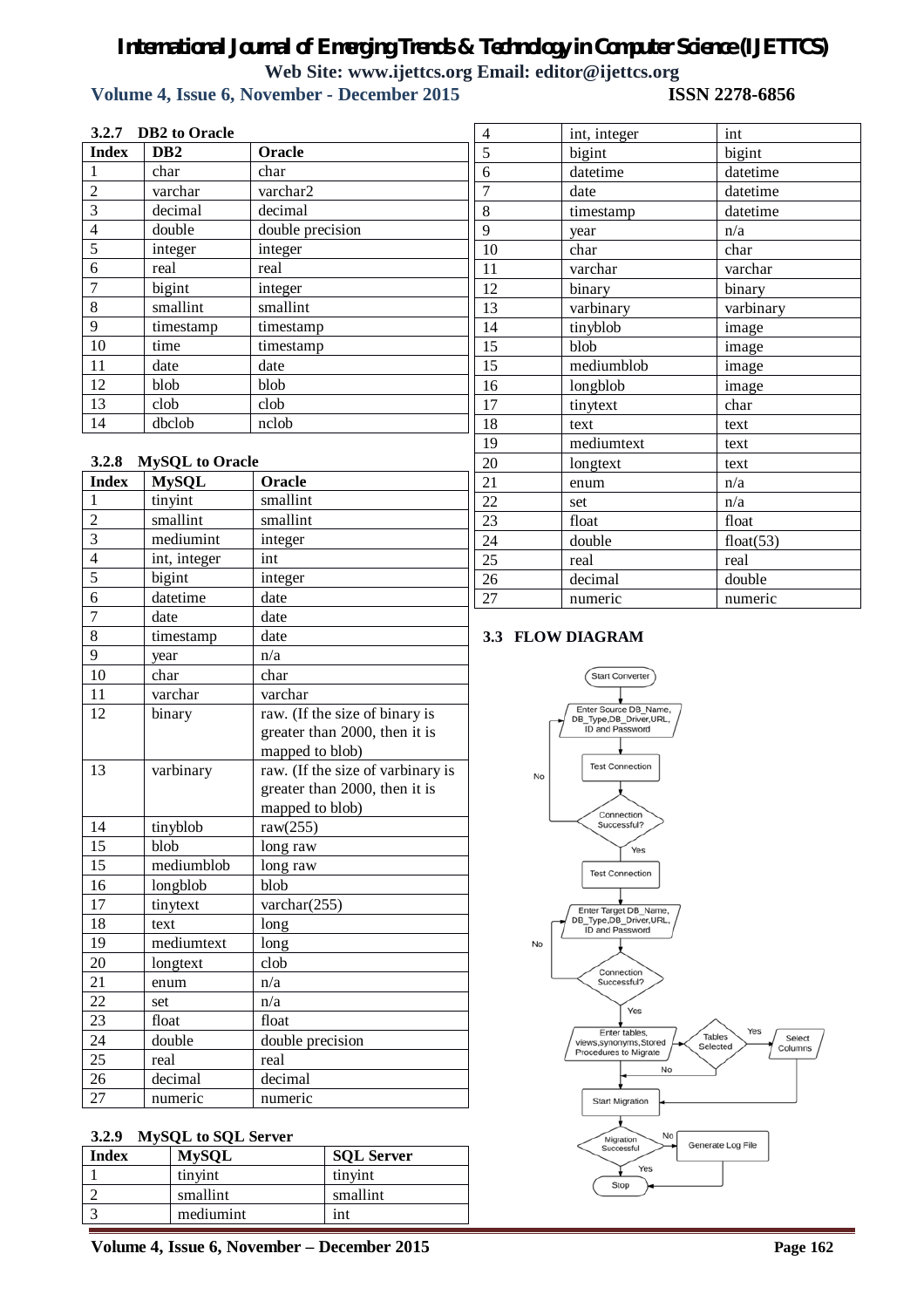### 3.2.7 DB2 to Oracle

| Index | DB2 | Oracle |
|---|---|---|
| 1 | char | char |
| 2 | varchar | varchar2 |
| 3 | decimal | decimal |
| 4 | double | double precision |
| 5 | integer | integer |
| 6 | real | real |
| 7 | bigint | integer |
| 8 | smallint | smallint |
| 9 | timestamp | timestamp |
| 10 | time | timestamp |
| 11 | date | date |
| 12 | blob | blob |
| 13 | clob | clob |
| 14 | dbclob | nclob |

### 3.2.8 MySQL to Oracle

| Index | MySQL | Oracle |
|---|---|---|
| 1 | tinyint | smallint |
| 2 | smallint | smallint |
| 3 | mediumint | integer |
| 4 | int, integer | int |
| 5 | bigint | integer |
| 6 | datetime | date |
| 7 | date | date |
| 8 | timestamp | date |
| 9 | year | n/a |
| 10 | char | char |
| 11 | varchar | varchar |
| 12 | binary | raw. (If the size of binary is greater than 2000, then it is mapped to blob) |
| 13 | varbinary | raw. (If the size of varbinary is greater than 2000, then it is mapped to blob) |
| 14 | tinyblob | raw(255) |
| 15 | blob | long raw |
| 15 | mediumblob | long raw |
| 16 | longblob | blob |
| 17 | tinytext | varchar(255) |
| 18 | text | long |
| 19 | mediumtext | long |
| 20 | longtext | clob |
| 21 | enum | n/a |
| 22 | set | n/a |
| 23 | float | float |
| 24 | double | double precision |
| 25 | real | real |
| 26 | decimal | decimal |
| 27 | numeric | numeric |

### 3.2.9 MySQL to SQL Server

| Index | MySQL | SQL Server |
|---|---|---|
| 1 | tinyint | tinyint |
| 2 | smallint | smallint |
| 3 | mediumint | int |
| 4 | int, integer | int |
| 5 | bigint | bigint |
| 6 | datetime | datetime |
| 7 | date | datetime |
| 8 | timestamp | datetime |
| 9 | year | n/a |
| 10 | char | char |
| 11 | varchar | varchar |
| 12 | binary | binary |
| 13 | varbinary | varbinary |
| 14 | tinyblob | image |
| 15 | blob | image |
| 15 | mediumblob | image |
| 16 | longblob | image |
| 17 | tinytext | char |
| 18 | text | text |
| 19 | mediumtext | text |
| 20 | longtext | text |
| 21 | enum | n/a |
| 22 | set | n/a |
| 23 | float | float |
| 24 | double | float(53) |
| 25 | real | real |
| 26 | decimal | double |
| 27 | numeric | numeric |

### 3.3 FLOW DIAGRAM

Start Converter → Enter Source DB_Name, DB_Type, DB_Driver, URL, ID and Password → Test Connection → Connection Successful? (No: back to Enter Source; Yes) → Test Connection → Enter Target DB_Name, DB_Type, DB_Driver, URL, ID and Password → Connection Successful? (No: back to Enter Target; Yes) → Enter tables, views, synonyms, Stored Procedures to Migrate → Tables Selected? (Yes: Select Columns → Start Migration; No: Start Migration) → Start Migration → Migration Successful? (No: Generate Log File → Stop; Yes: Stop)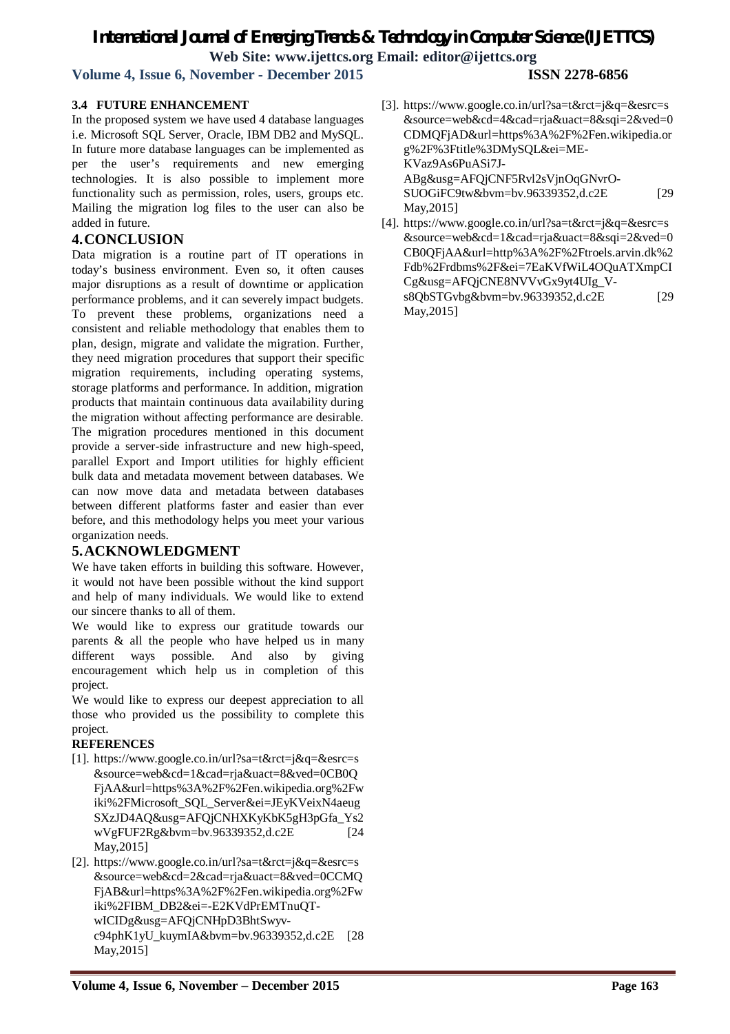### 3.4 FUTURE ENHANCEMENT

In the proposed system we have used 4 database languages i.e. Microsoft SQL Server, Oracle, IBM DB2 and MySQL. In future more database languages can be implemented as per the user's requirements and new emerging technologies. It is also possible to implement more functionality such as permission, roles, users, groups etc. Mailing the migration log files to the user can also be added in future.

## 4. CONCLUSION

Data migration is a routine part of IT operations in today's business environment. Even so, it often causes major disruptions as a result of downtime or application performance problems, and it can severely impact budgets. To prevent these problems, organizations need a consistent and reliable methodology that enables them to plan, design, migrate and validate the migration. Further, they need migration procedures that support their specific migration requirements, including operating systems, storage platforms and performance. In addition, migration products that maintain continuous data availability during the migration without affecting performance are desirable. The migration procedures mentioned in this document provide a server-side infrastructure and new high-speed, parallel Export and Import utilities for highly efficient bulk data and metadata movement between databases. We can now move data and metadata between databases between different platforms faster and easier than ever before, and this methodology helps you meet your various organization needs.

## 5. ACKNOWLEDGMENT

We have taken efforts in building this software. However, it would not have been possible without the kind support and help of many individuals. We would like to extend our sincere thanks to all of them.

We would like to express our gratitude towards our parents & all the people who have helped us in many different ways possible. And also by giving encouragement which help us in completion of this project.

We would like to express our deepest appreciation to all those who provided us the possibility to complete this project.

### REFERENCES

[1]. https://www.google.co.in/url?sa=t&rct=j&q=&esrc=s&source=web&cd=1&cad=rja&uact=8&ved=0CB0QFjAA&url=https%3A%2F%2Fen.wikipedia.org%2Fwiki%2FMicrosoft_SQL_Server&ei=JEyKVeixN4aeugSXzJD4AQ&usg=AFQjCNHXKyKbK5gH3pGfa_Ys2wVgFUF2Rg&bvm=bv.96339352,d.c2E [24 May,2015]

[2]. https://www.google.co.in/url?sa=t&rct=j&q=&esrc=s&source=web&cd=2&cad=rja&uact=8&ved=0CCMQFjAB&url=https%3A%2F%2Fen.wikipedia.org%2Fwiki%2FIBM_DB2&ei=-E2KVdPrEMTnuQT-wICIDg&usg=AFQjCNHpD3BhtSwyv-c94phK1yU_kuymIA&bvm=bv.96339352,d.c2E [28 May,2015]

[3]. https://www.google.co.in/url?sa=t&rct=j&q=&esrc=s&source=web&cd=4&cad=rja&uact=8&sqi=2&ved=0CDMQFjAD&url=https%3A%2F%2Fen.wikipedia.org%2F%3Ftitle%3DMySQL&ei=ME-KVaz9As6PuASi7J-ABg&usg=AFQjCNF5Rvl2sVjnOqGNvrO-SUOGiFC9tw&bvm=bv.96339352,d.c2E [29 May,2015]

[4]. https://www.google.co.in/url?sa=t&rct=j&q=&esrc=s&source=web&cd=1&cad=rja&uact=8&sqi=2&ved=0CB0QFjAA&url=http%3A%2F%2Ftroels.arvin.dk%2Fdb%2Frdbms%2F&ei=7EaKVfWiL4OQuATXmpCICg&usg=AFQjCNE8NVVvGx9yt4UIg_V-s8QbSTGvbg&bvm=bv.96339352,d.c2E [29 May,2015]